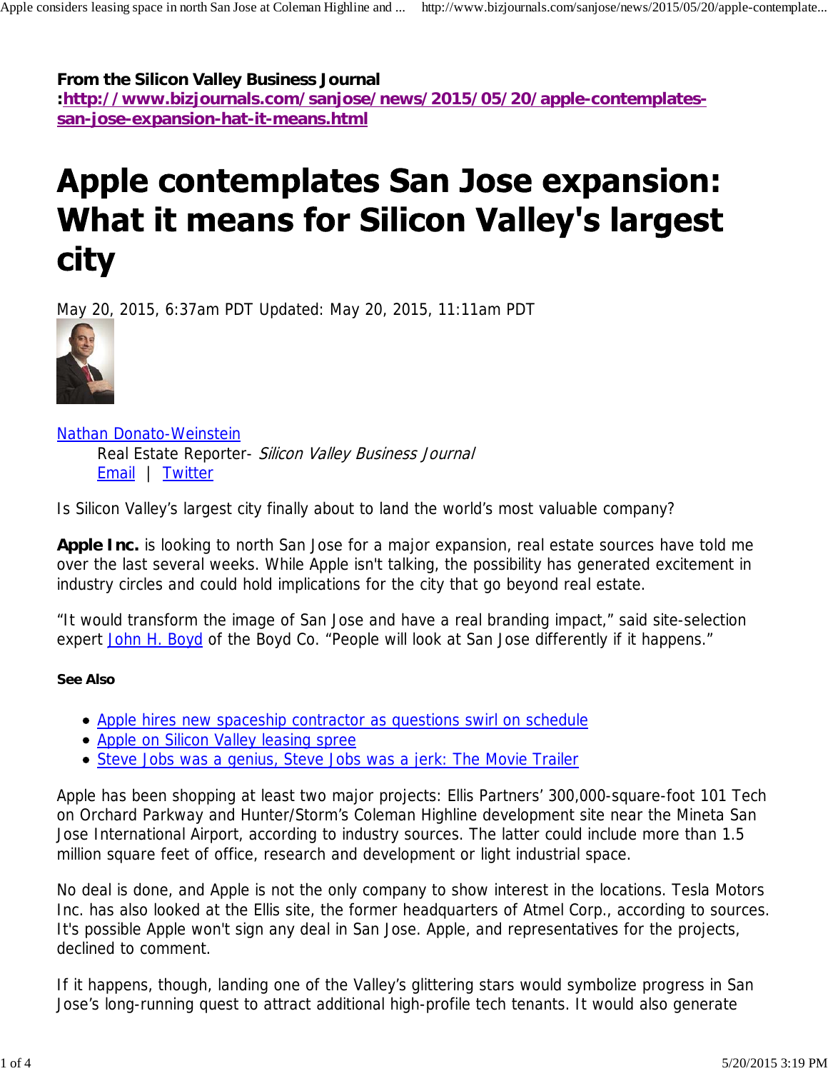**From the Silicon Valley Business Journal**
**:[http://www.bizjournals.com/sanjose/news/2015/05/20/apple-contemplates-san-jose-expansion-hat-it-means.html](http://www.bizjournals.com/sanjose/news/2015/05/20/apple-contemplates-san-jose-expansion-hat-it-means.html)**

# Apple contemplates San Jose expansion: What it means for Silicon Valley's largest city

May 20, 2015, 6:37am PDT Updated: May 20, 2015, 11:11am PDT

Nathan Donato-Weinstein
Real Estate Reporter- *Silicon Valley Business Journal*
Email | Twitter

Is Silicon Valley's largest city finally about to land the world's most valuable company?

**Apple Inc.** is looking to north San Jose for a major expansion, real estate sources have told me over the last several weeks. While Apple isn't talking, the possibility has generated excitement in industry circles and could hold implications for the city that go beyond real estate.

"It would transform the image of San Jose and have a real branding impact," said site-selection expert John H. Boyd of the Boyd Co. "People will look at San Jose differently if it happens."

**See Also**

- Apple hires new spaceship contractor as questions swirl on schedule
- Apple on Silicon Valley leasing spree
- Steve Jobs was a genius, Steve Jobs was a jerk: The Movie Trailer

Apple has been shopping at least two major projects: Ellis Partners' 300,000-square-foot 101 Tech on Orchard Parkway and Hunter/Storm's Coleman Highline development site near the Mineta San Jose International Airport, according to industry sources. The latter could include more than 1.5 million square feet of office, research and development or light industrial space.

No deal is done, and Apple is not the only company to show interest in the locations. Tesla Motors Inc. has also looked at the Ellis site, the former headquarters of Atmel Corp., according to sources. It's possible Apple won't sign any deal in San Jose. Apple, and representatives for the projects, declined to comment.

If it happens, though, landing one of the Valley's glittering stars would symbolize progress in San Jose's long-running quest to attract additional high-profile tech tenants. It would also generate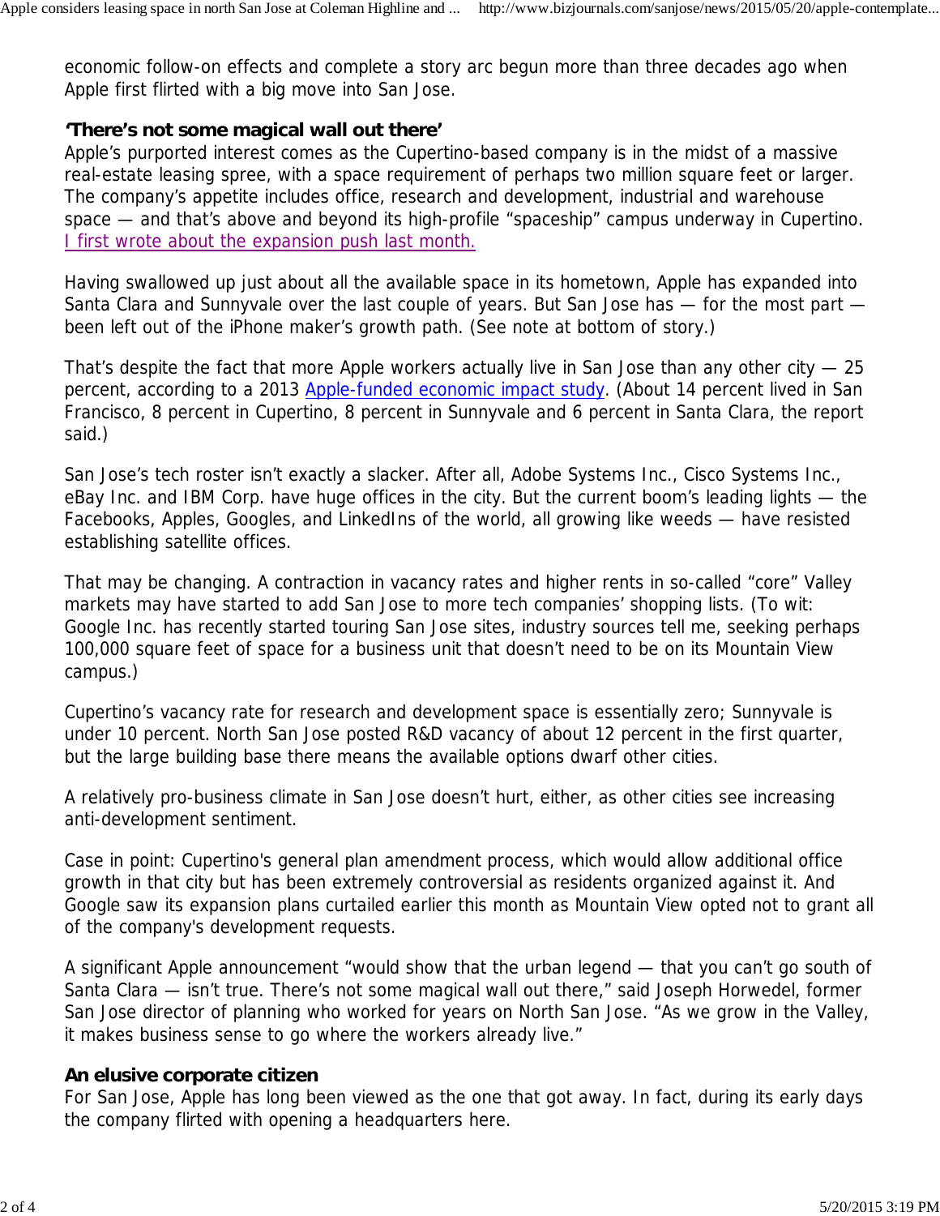economic follow-on effects and complete a story arc begun more than three decades ago when Apple first flirted with a big move into San Jose.

### ‘There’s not some magical wall out there’

Apple’s purported interest comes as the Cupertino-based company is in the midst of a massive real-estate leasing spree, with a space requirement of perhaps two million square feet or larger. The company’s appetite includes office, research and development, industrial and warehouse space — and that’s above and beyond its high-profile “spaceship” campus underway in Cupertino. I first wrote about the expansion push last month.

Having swallowed up just about all the available space in its hometown, Apple has expanded into Santa Clara and Sunnyvale over the last couple of years. But San Jose has — for the most part — been left out of the iPhone maker’s growth path. (See note at bottom of story.)

That’s despite the fact that more Apple workers actually live in San Jose than any other city — 25 percent, according to a 2013 Apple-funded economic impact study. (About 14 percent lived in San Francisco, 8 percent in Cupertino, 8 percent in Sunnyvale and 6 percent in Santa Clara, the report said.)

San Jose’s tech roster isn’t exactly a slacker. After all, Adobe Systems Inc., Cisco Systems Inc., eBay Inc. and IBM Corp. have huge offices in the city. But the current boom’s leading lights — the Facebooks, Apples, Googles, and LinkedIns of the world, all growing like weeds — have resisted establishing satellite offices.

That may be changing. A contraction in vacancy rates and higher rents in so-called “core” Valley markets may have started to add San Jose to more tech companies’ shopping lists. (To wit: Google Inc. has recently started touring San Jose sites, industry sources tell me, seeking perhaps 100,000 square feet of space for a business unit that doesn’t need to be on its Mountain View campus.)

Cupertino’s vacancy rate for research and development space is essentially zero; Sunnyvale is under 10 percent. North San Jose posted R&D vacancy of about 12 percent in the first quarter, but the large building base there means the available options dwarf other cities.

A relatively pro-business climate in San Jose doesn’t hurt, either, as other cities see increasing anti-development sentiment.

Case in point: Cupertino's general plan amendment process, which would allow additional office growth in that city but has been extremely controversial as residents organized against it. And Google saw its expansion plans curtailed earlier this month as Mountain View opted not to grant all of the company's development requests.

A significant Apple announcement “would show that the urban legend — that you can’t go south of Santa Clara — isn’t true. There’s not some magical wall out there,” said Joseph Horwedel, former San Jose director of planning who worked for years on North San Jose. “As we grow in the Valley, it makes business sense to go where the workers already live.”

### An elusive corporate citizen

For San Jose, Apple has long been viewed as the one that got away. In fact, during its early days the company flirted with opening a headquarters here.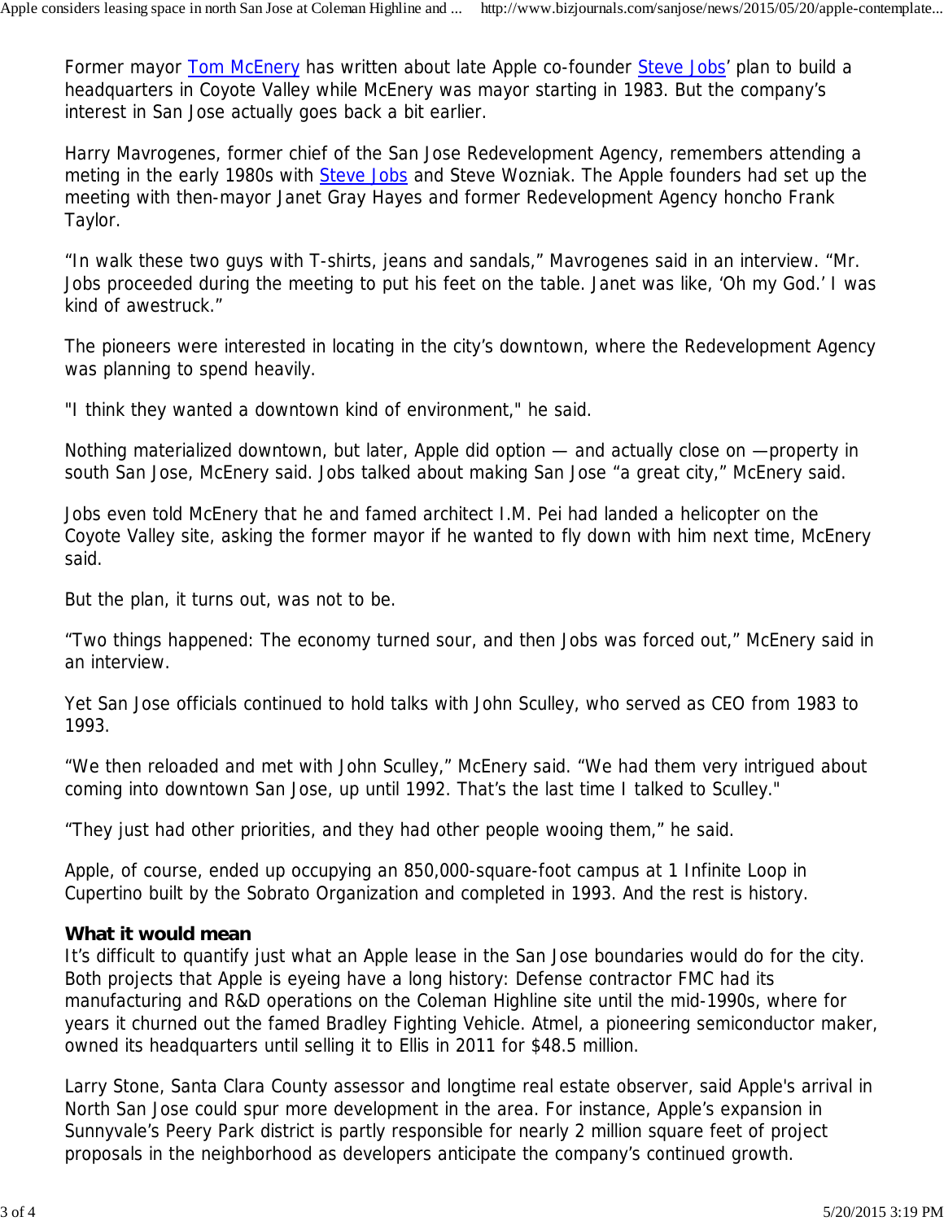Former mayor Tom McEnery has written about late Apple co-founder Steve Jobs' plan to build a headquarters in Coyote Valley while McEnery was mayor starting in 1983. But the company's interest in San Jose actually goes back a bit earlier.

Harry Mavrogenes, former chief of the San Jose Redevelopment Agency, remembers attending a meting in the early 1980s with Steve Jobs and Steve Wozniak. The Apple founders had set up the meeting with then-mayor Janet Gray Hayes and former Redevelopment Agency honcho Frank Taylor.

"In walk these two guys with T-shirts, jeans and sandals," Mavrogenes said in an interview. "Mr. Jobs proceeded during the meeting to put his feet on the table. Janet was like, 'Oh my God.' I was kind of awestruck."

The pioneers were interested in locating in the city's downtown, where the Redevelopment Agency was planning to spend heavily.

"I think they wanted a downtown kind of environment," he said.

Nothing materialized downtown, but later, Apple did option — and actually close on —property in south San Jose, McEnery said. Jobs talked about making San Jose "a great city," McEnery said.

Jobs even told McEnery that he and famed architect I.M. Pei had landed a helicopter on the Coyote Valley site, asking the former mayor if he wanted to fly down with him next time, McEnery said.

But the plan, it turns out, was not to be.

"Two things happened: The economy turned sour, and then Jobs was forced out," McEnery said in an interview.

Yet San Jose officials continued to hold talks with John Sculley, who served as CEO from 1983 to 1993.

"We then reloaded and met with John Sculley," McEnery said. "We had them very intrigued about coming into downtown San Jose, up until 1992. That's the last time I talked to Sculley."

"They just had other priorities, and they had other people wooing them," he said.

Apple, of course, ended up occupying an 850,000-square-foot campus at 1 Infinite Loop in Cupertino built by the Sobrato Organization and completed in 1993. And the rest is history.

**What it would mean**

It's difficult to quantify just what an Apple lease in the San Jose boundaries would do for the city. Both projects that Apple is eyeing have a long history: Defense contractor FMC had its manufacturing and R&D operations on the Coleman Highline site until the mid-1990s, where for years it churned out the famed Bradley Fighting Vehicle. Atmel, a pioneering semiconductor maker, owned its headquarters until selling it to Ellis in 2011 for $48.5 million.

Larry Stone, Santa Clara County assessor and longtime real estate observer, said Apple's arrival in North San Jose could spur more development in the area. For instance, Apple's expansion in Sunnyvale's Peery Park district is partly responsible for nearly 2 million square feet of project proposals in the neighborhood as developers anticipate the company's continued growth.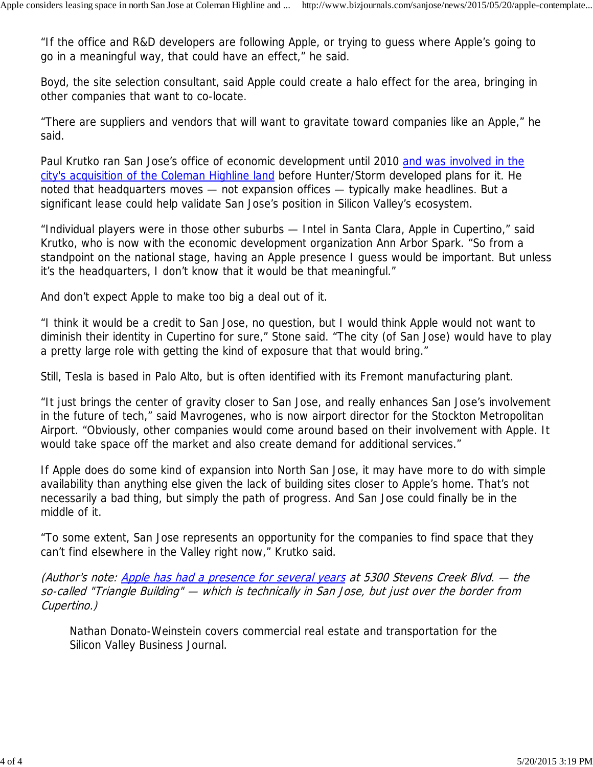"If the office and R&D developers are following Apple, or trying to guess where Apple's going to go in a meaningful way, that could have an effect," he said.

Boyd, the site selection consultant, said Apple could create a halo effect for the area, bringing in other companies that want to co-locate.

"There are suppliers and vendors that will want to gravitate toward companies like an Apple," he said.

Paul Krutko ran San Jose's office of economic development until 2010 and was involved in the city's acquisition of the Coleman Highline land before Hunter/Storm developed plans for it. He noted that headquarters moves — not expansion offices — typically make headlines. But a significant lease could help validate San Jose's position in Silicon Valley's ecosystem.

"Individual players were in those other suburbs — Intel in Santa Clara, Apple in Cupertino," said Krutko, who is now with the economic development organization Ann Arbor Spark. "So from a standpoint on the national stage, having an Apple presence I guess would be important. But unless it's the headquarters, I don't know that it would be that meaningful."

And don't expect Apple to make too big a deal out of it.

"I think it would be a credit to San Jose, no question, but I would think Apple would not want to diminish their identity in Cupertino for sure," Stone said. "The city (of San Jose) would have to play a pretty large role with getting the kind of exposure that that would bring."

Still, Tesla is based in Palo Alto, but is often identified with its Fremont manufacturing plant.

"It just brings the center of gravity closer to San Jose, and really enhances San Jose's involvement in the future of tech," said Mavrogenes, who is now airport director for the Stockton Metropolitan Airport. "Obviously, other companies would come around based on their involvement with Apple. It would take space off the market and also create demand for additional services."

If Apple does do some kind of expansion into North San Jose, it may have more to do with simple availability than anything else given the lack of building sites closer to Apple's home. That's not necessarily a bad thing, but simply the path of progress. And San Jose could finally be in the middle of it.

"To some extent, San Jose represents an opportunity for the companies to find space that they can't find elsewhere in the Valley right now," Krutko said.

*(Author's note: Apple has had a presence for several years at 5300 Stevens Creek Blvd. — the so-called "Triangle Building" — which is technically in San Jose, but just over the border from Cupertino.)*

Nathan Donato-Weinstein covers commercial real estate and transportation for the Silicon Valley Business Journal.